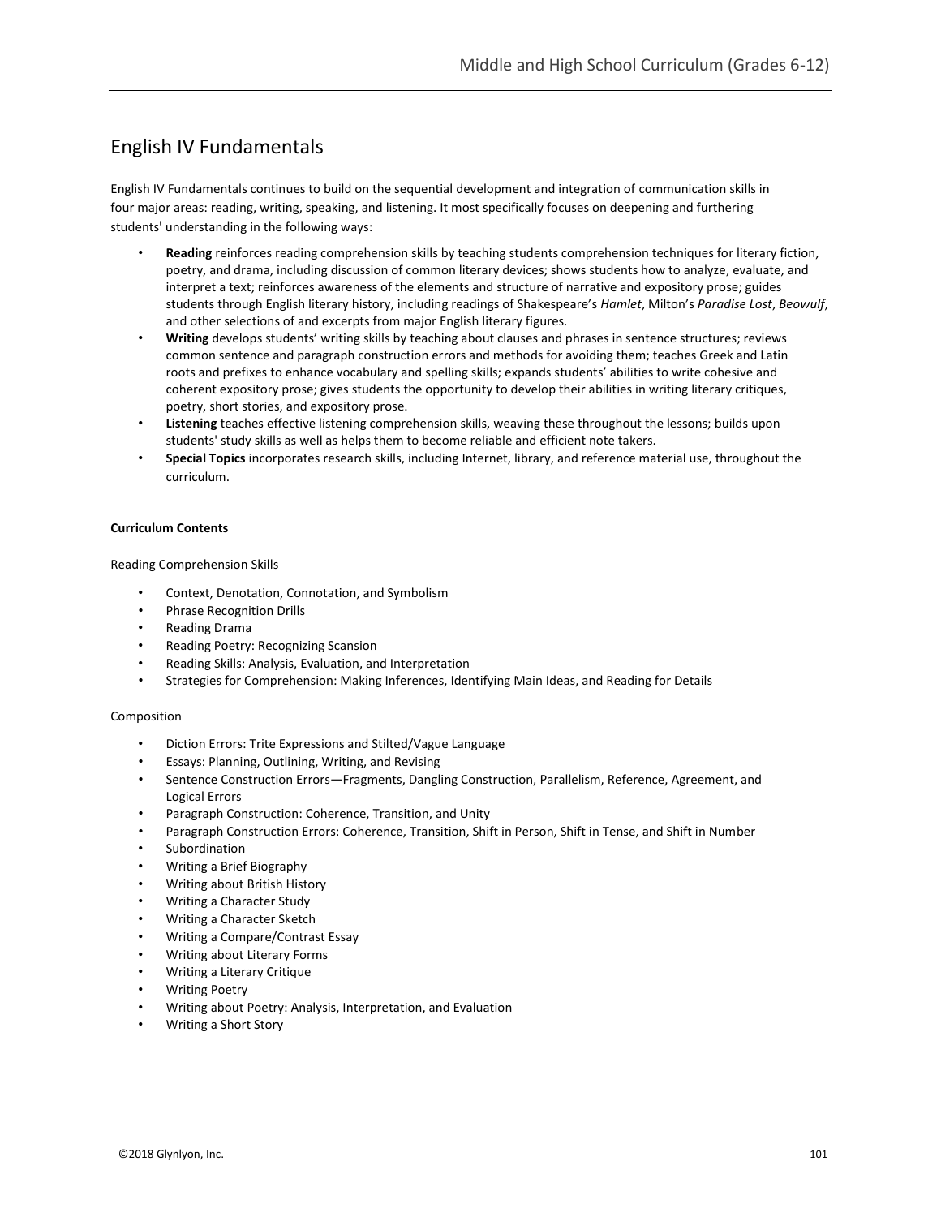# English IV Fundamentals

English IV Fundamentals continues to build on the sequential development and integration of communication skills in four major areas: reading, writing, speaking, and listening. It most specifically focuses on deepening and furthering students' understanding in the following ways:

- **Reading** reinforces reading comprehension skills by teaching students comprehension techniques for literary fiction, poetry, and drama, including discussion of common literary devices; shows students how to analyze, evaluate, and interpret a text; reinforces awareness of the elements and structure of narrative and expository prose; guides students through English literary history, including readings of Shakespeare's *Hamlet*, Milton's *Paradise Lost*, *Beowulf*, and other selections of and excerpts from major English literary figures.
- **Writing** develops students' writing skills by teaching about clauses and phrases in sentence structures; reviews common sentence and paragraph construction errors and methods for avoiding them; teaches Greek and Latin roots and prefixes to enhance vocabulary and spelling skills; expands students' abilities to write cohesive and coherent expository prose; gives students the opportunity to develop their abilities in writing literary critiques, poetry, short stories, and expository prose.
- **Listening** teaches effective listening comprehension skills, weaving these throughout the lessons; builds upon students' study skills as well as helps them to become reliable and efficient note takers.
- **Special Topics** incorporates research skills, including Internet, library, and reference material use, throughout the curriculum.

**Curriculum Contents**

Reading Comprehension Skills

- Context, Denotation, Connotation, and Symbolism
- Phrase Recognition Drills
- Reading Drama
- Reading Poetry: Recognizing Scansion
- Reading Skills: Analysis, Evaluation, and Interpretation
- Strategies for Comprehension: Making Inferences, Identifying Main Ideas, and Reading for Details

Composition

- Diction Errors: Trite Expressions and Stilted/Vague Language
- Essays: Planning, Outlining, Writing, and Revising
- Sentence Construction Errors—Fragments, Dangling Construction, Parallelism, Reference, Agreement, and Logical Errors
- Paragraph Construction: Coherence, Transition, and Unity
- Paragraph Construction Errors: Coherence, Transition, Shift in Person, Shift in Tense, and Shift in Number
- Subordination
- Writing a Brief Biography
- Writing about British History
- Writing a Character Study
- Writing a Character Sketch
- Writing a Compare/Contrast Essay
- Writing about Literary Forms
- Writing a Literary Critique
- Writing Poetry
- Writing about Poetry: Analysis, Interpretation, and Evaluation
- Writing a Short Story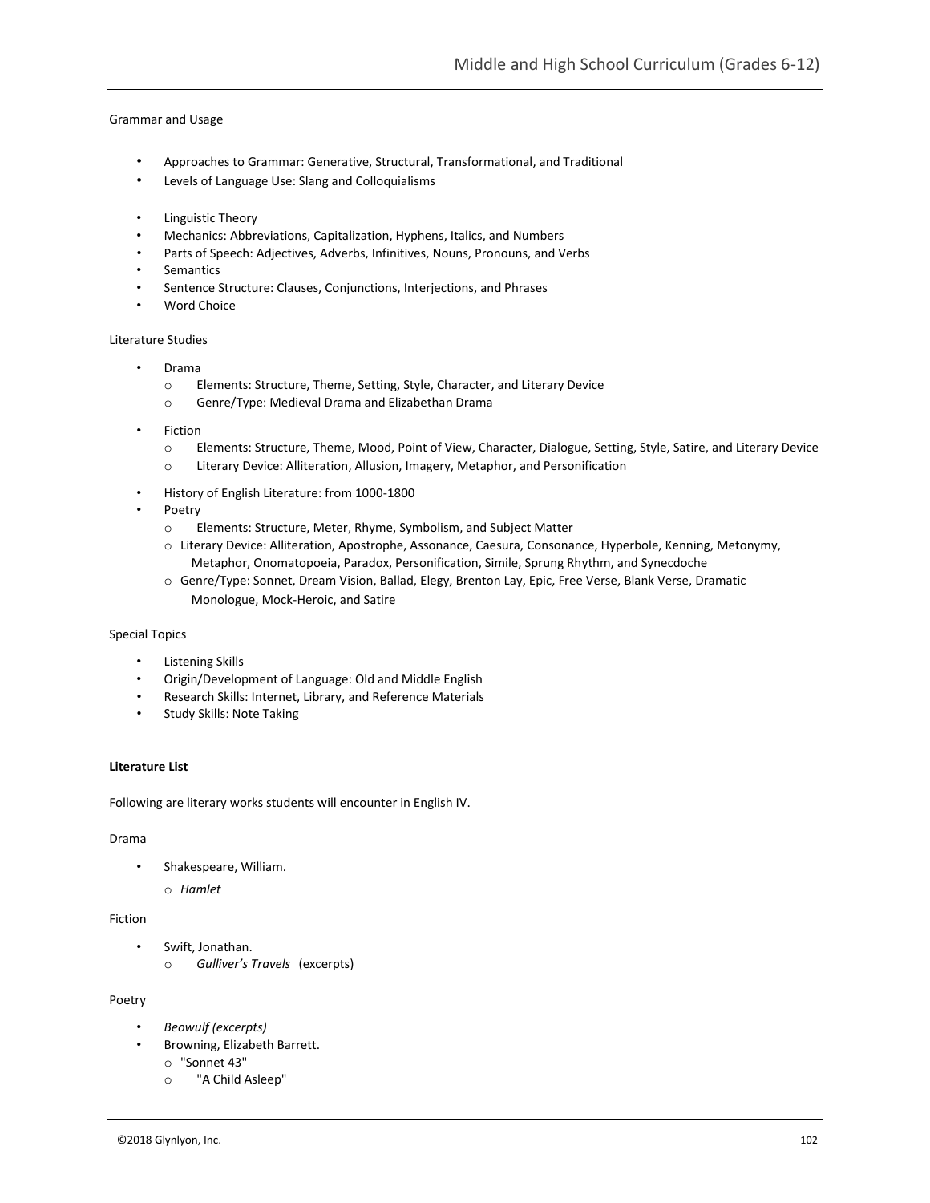Grammar and Usage

- Approaches to Grammar: Generative, Structural, Transformational, and Traditional
- Levels of Language Use: Slang and Colloquialisms
- Linguistic Theory
- Mechanics: Abbreviations, Capitalization, Hyphens, Italics, and Numbers
- Parts of Speech: Adjectives, Adverbs, Infinitives, Nouns, Pronouns, and Verbs
- Semantics
- Sentence Structure: Clauses, Conjunctions, Interjections, and Phrases
- Word Choice

Literature Studies

- Drama
  - Elements: Structure, Theme, Setting, Style, Character, and Literary Device
  - Genre/Type: Medieval Drama and Elizabethan Drama
- Fiction
  - Elements: Structure, Theme, Mood, Point of View, Character, Dialogue, Setting, Style, Satire, and Literary Device
  - Literary Device: Alliteration, Allusion, Imagery, Metaphor, and Personification
- History of English Literature: from 1000-1800
- Poetry
  - Elements: Structure, Meter, Rhyme, Symbolism, and Subject Matter
  - Literary Device: Alliteration, Apostrophe, Assonance, Caesura, Consonance, Hyperbole, Kenning, Metonymy, Metaphor, Onomatopoeia, Paradox, Personification, Simile, Sprung Rhythm, and Synecdoche
  - Genre/Type: Sonnet, Dream Vision, Ballad, Elegy, Brenton Lay, Epic, Free Verse, Blank Verse, Dramatic Monologue, Mock-Heroic, and Satire

Special Topics

- Listening Skills
- Origin/Development of Language: Old and Middle English
- Research Skills: Internet, Library, and Reference Materials
- Study Skills: Note Taking

**Literature List**

Following are literary works students will encounter in English IV.

Drama

- Shakespeare, William.
  - *Hamlet*

Fiction

- Swift, Jonathan.
  - *Gulliver's Travels* (excerpts)

Poetry

- *Beowulf (excerpts)*
- Browning, Elizabeth Barrett.
  - "Sonnet 43"
  - "A Child Asleep"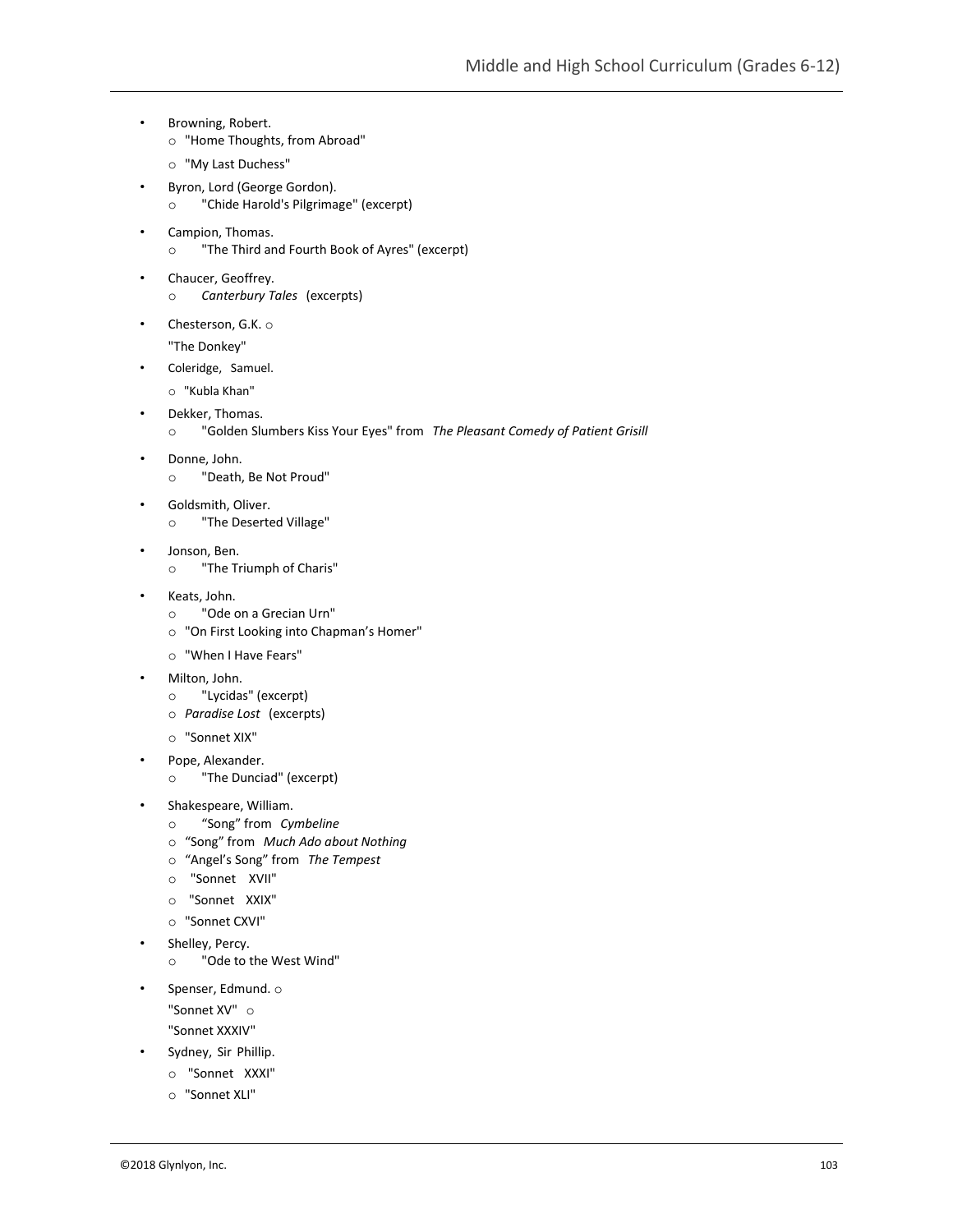- Browning, Robert.
  - "Home Thoughts, from Abroad"
  - "My Last Duchess"
- Byron, Lord (George Gordon).
  - "Chide Harold's Pilgrimage" (excerpt)
- Campion, Thomas.
  - "The Third and Fourth Book of Ayres" (excerpt)
- Chaucer, Geoffrey.
  - *Canterbury Tales* (excerpts)
- Chesterson, G.K.
  - "The Donkey"
- Coleridge, Samuel.
  - "Kubla Khan"
- Dekker, Thomas.
  - "Golden Slumbers Kiss Your Eyes" from *The Pleasant Comedy of Patient Grisill*
- Donne, John.
  - "Death, Be Not Proud"
- Goldsmith, Oliver.
  - "The Deserted Village"
- Jonson, Ben.
  - "The Triumph of Charis"
- Keats, John.
  - "Ode on a Grecian Urn"
  - "On First Looking into Chapman's Homer"
  - "When I Have Fears"
- Milton, John.
  - "Lycidas" (excerpt)
  - *Paradise Lost* (excerpts)
  - "Sonnet XIX"
- Pope, Alexander.
  - "The Dunciad" (excerpt)
- Shakespeare, William.
  - "Song" from *Cymbeline*
  - "Song" from *Much Ado about Nothing*
  - "Angel's Song" from *The Tempest*
  - "Sonnet XVII"
  - "Sonnet XXIX"
  - "Sonnet CXVI"
- Shelley, Percy.
  - "Ode to the West Wind"
- Spenser, Edmund.
  - "Sonnet XV"
  - "Sonnet XXXIV"
- Sydney, Sir Phillip.
  - "Sonnet XXXI"
  - "Sonnet XLI"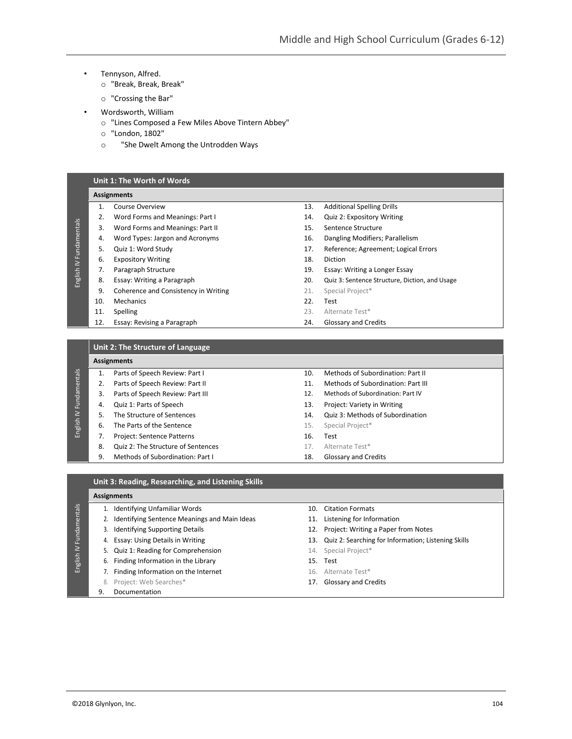- Tennyson, Alfred.
  - "Break, Break, Break"
  - "Crossing the Bar"
- Wordsworth, William
  - "Lines Composed a Few Miles Above Tintern Abbey"
  - "London, 1802"
  - "She Dwelt Among the Untrodden Ways

English IV Fundamentals

## Unit 1: The Worth of Words

**Assignments**

1. Course Overview
2. Word Forms and Meanings: Part I
3. Word Forms and Meanings: Part II
4. Word Types: Jargon and Acronyms
5. Quiz 1: Word Study
6. Expository Writing
7. Paragraph Structure
8. Essay: Writing a Paragraph
9. Coherence and Consistency in Writing
10. Mechanics
11. Spelling
12. Essay: Revising a Paragraph
13. Additional Spelling Drills
14. Quiz 2: Expository Writing
15. Sentence Structure
16. Dangling Modifiers; Parallelism
17. Reference; Agreement; Logical Errors
18. Diction
19. Essay: Writing a Longer Essay
20. Quiz 3: Sentence Structure, Diction, and Usage
21. Special Project*
22. Test
23. Alternate Test*
24. Glossary and Credits

English IV Fundamentals

## Unit 2: The Structure of Language

**Assignments**

1. Parts of Speech Review: Part I
2. Parts of Speech Review: Part II
3. Parts of Speech Review: Part III
4. Quiz 1: Parts of Speech
5. The Structure of Sentences
6. The Parts of the Sentence
7. Project: Sentence Patterns
8. Quiz 2: The Structure of Sentences
9. Methods of Subordination: Part I
10. Methods of Subordination: Part II
11. Methods of Subordination: Part III
12. Methods of Subordination: Part IV
13. Project: Variety in Writing
14. Quiz 3: Methods of Subordination
15. Special Project*
16. Test
17. Alternate Test*
18. Glossary and Credits

English IV Fundamentals

## Unit 3: Reading, Researching, and Listening Skills

**Assignments**

1. Identifying Unfamiliar Words
2. Identifying Sentence Meanings and Main Ideas
3. Identifying Supporting Details
4. Essay: Using Details in Writing
5. Quiz 1: Reading for Comprehension
6. Finding Information in the Library
7. Finding Information on the Internet
8. Project: Web Searches*
9. Documentation
10. Citation Formats
11. Listening for Information
12. Project: Writing a Paper from Notes
13. Quiz 2: Searching for Information; Listening Skills
14. Special Project*
15. Test
16. Alternate Test*
17. Glossary and Credits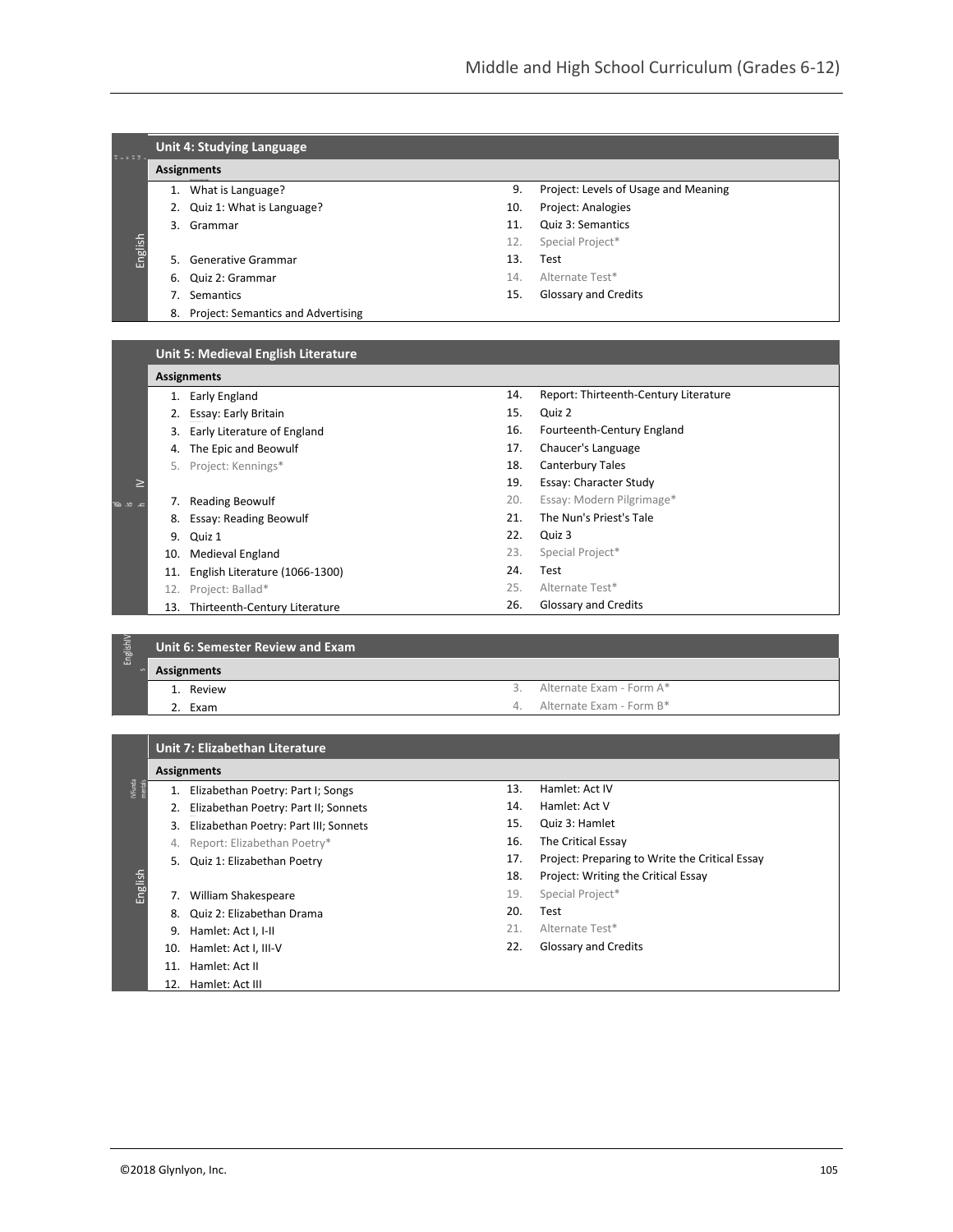## Unit 4: Studying Language

**Assignments**

1. What is Language?
2. Quiz 1: What is Language?
3. Grammar
5. Generative Grammar
6. Quiz 2: Grammar
7. Semantics
8. Project: Semantics and Advertising
9. Project: Levels of Usage and Meaning
10. Project: Analogies
11. Quiz 3: Semantics
12. Special Project*
13. Test
14. Alternate Test*
15. Glossary and Credits

## Unit 5: Medieval English Literature

**Assignments**

1. Early England
2. Essay: Early Britain
3. Early Literature of England
4. The Epic and Beowulf
5. Project: Kennings*
7. Reading Beowulf
8. Essay: Reading Beowulf
9. Quiz 1
10. Medieval England
11. English Literature (1066-1300)
12. Project: Ballad*
13. Thirteenth-Century Literature
14. Report: Thirteenth-Century Literature
15. Quiz 2
16. Fourteenth-Century England
17. Chaucer's Language
18. Canterbury Tales
19. Essay: Character Study
20. Essay: Modern Pilgrimage*
21. The Nun's Priest's Tale
22. Quiz 3
23. Special Project*
24. Test
25. Alternate Test*
26. Glossary and Credits

## Unit 6: Semester Review and Exam

**Assignments**

1. Review
2. Exam
3. Alternate Exam - Form A*
4. Alternate Exam - Form B*

## Unit 7: Elizabethan Literature

**Assignments**

1. Elizabethan Poetry: Part I; Songs
2. Elizabethan Poetry: Part II; Sonnets
3. Elizabethan Poetry: Part III; Sonnets
4. Report: Elizabethan Poetry*
5. Quiz 1: Elizabethan Poetry
7. William Shakespeare
8. Quiz 2: Elizabethan Drama
9. Hamlet: Act I, I-II
10. Hamlet: Act I, III-V
11. Hamlet: Act II
12. Hamlet: Act III
13. Hamlet: Act IV
14. Hamlet: Act V
15. Quiz 3: Hamlet
16. The Critical Essay
17. Project: Preparing to Write the Critical Essay
18. Project: Writing the Critical Essay
19. Special Project*
20. Test
21. Alternate Test*
22. Glossary and Credits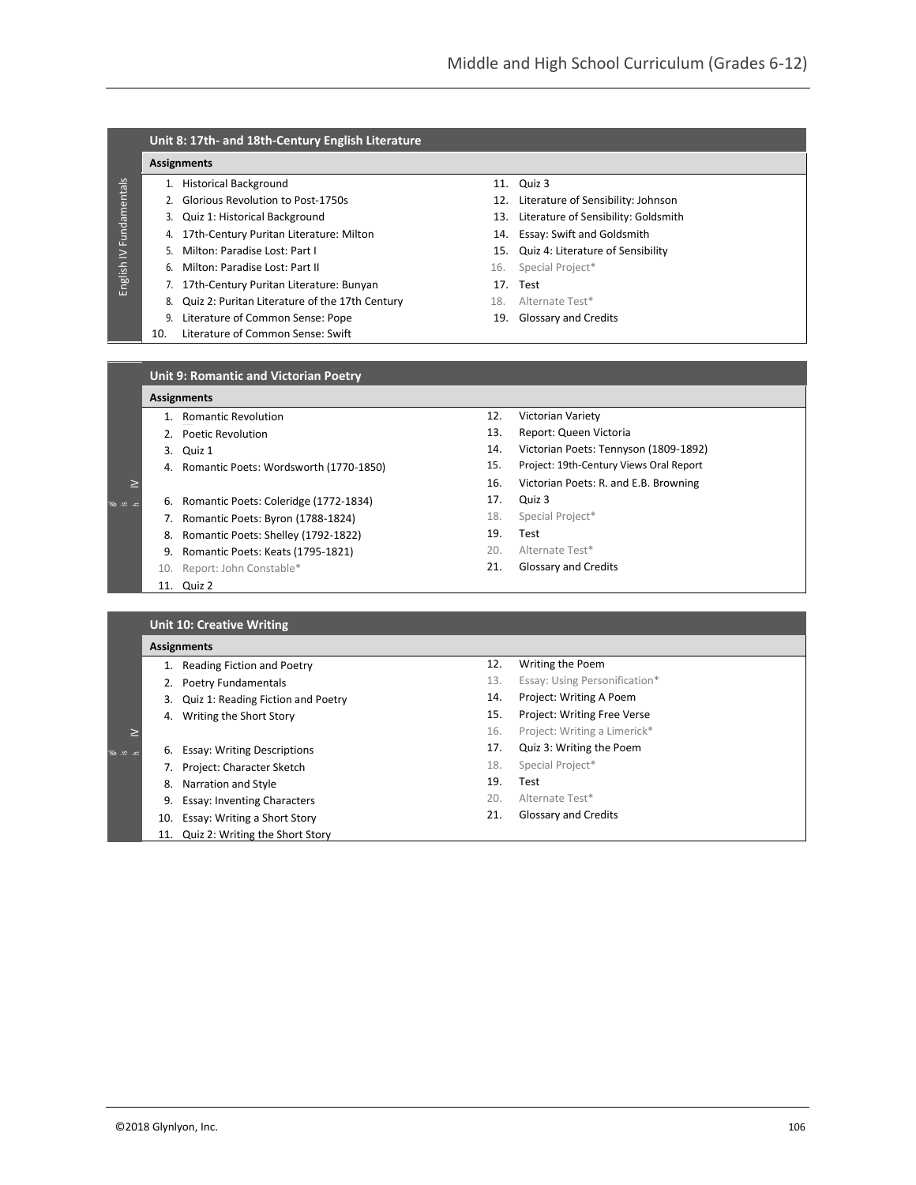English IV Fundamentals

### Unit 8: 17th- and 18th-Century English Literature

**Assignments**

1. Historical Background
2. Glorious Revolution to Post-1750s
3. Quiz 1: Historical Background
4. 17th-Century Puritan Literature: Milton
5. Milton: Paradise Lost: Part I
6. Milton: Paradise Lost: Part II
7. 17th-Century Puritan Literature: Bunyan
8. Quiz 2: Puritan Literature of the 17th Century
9. Literature of Common Sense: Pope
10. Literature of Common Sense: Swift
11. Quiz 3
12. Literature of Sensibility: Johnson
13. Literature of Sensibility: Goldsmith
14. Essay: Swift and Goldsmith
15. Quiz 4: Literature of Sensibility
16. Special Project*
17. Test
18. Alternate Test*
19. Glossary and Credits

### Unit 9: Romantic and Victorian Poetry

**Assignments**

1. Romantic Revolution
2. Poetic Revolution
3. Quiz 1
4. Romantic Poets: Wordsworth (1770-1850)
6. Romantic Poets: Coleridge (1772-1834)
7. Romantic Poets: Byron (1788-1824)
8. Romantic Poets: Shelley (1792-1822)
9. Romantic Poets: Keats (1795-1821)
10. Report: John Constable*
11. Quiz 2
12. Victorian Variety
13. Report: Queen Victoria
14. Victorian Poets: Tennyson (1809-1892)
15. Project: 19th-Century Views Oral Report
16. Victorian Poets: R. and E.B. Browning
17. Quiz 3
18. Special Project*
19. Test
20. Alternate Test*
21. Glossary and Credits

### Unit 10: Creative Writing

**Assignments**

1. Reading Fiction and Poetry
2. Poetry Fundamentals
3. Quiz 1: Reading Fiction and Poetry
4. Writing the Short Story
6. Essay: Writing Descriptions
7. Project: Character Sketch
8. Narration and Style
9. Essay: Inventing Characters
10. Essay: Writing a Short Story
11. Quiz 2: Writing the Short Story
12. Writing the Poem
13. Essay: Using Personification*
14. Project: Writing A Poem
15. Project: Writing Free Verse
16. Project: Writing a Limerick*
17. Quiz 3: Writing the Poem
18. Special Project*
19. Test
20. Alternate Test*
21. Glossary and Credits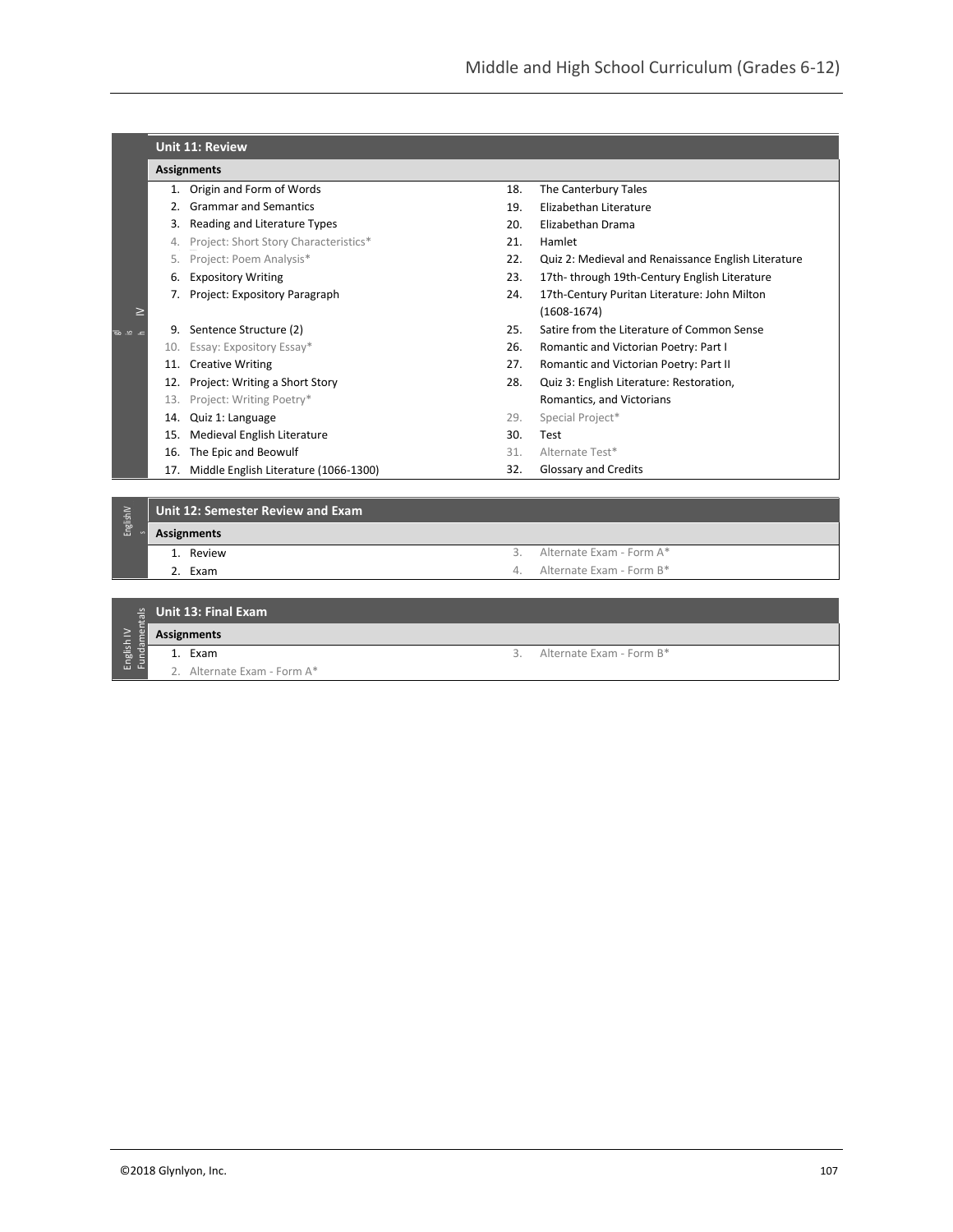## Unit 11: Review

**Assignments**

1. Origin and Form of Words
2. Grammar and Semantics
3. Reading and Literature Types
4. Project: Short Story Characteristics*
5. Project: Poem Analysis*
6. Expository Writing
7. Project: Expository Paragraph
9. Sentence Structure (2)
10. Essay: Expository Essay*
11. Creative Writing
12. Project: Writing a Short Story
13. Project: Writing Poetry*
14. Quiz 1: Language
15. Medieval English Literature
16. The Epic and Beowulf
17. Middle English Literature (1066-1300)
18. The Canterbury Tales
19. Elizabethan Literature
20. Elizabethan Drama
21. Hamlet
22. Quiz 2: Medieval and Renaissance English Literature
23. 17th- through 19th-Century English Literature
24. 17th-Century Puritan Literature: John Milton (1608-1674)
25. Satire from the Literature of Common Sense
26. Romantic and Victorian Poetry: Part I
27. Romantic and Victorian Poetry: Part II
28. Quiz 3: English Literature: Restoration, Romantics, and Victorians
29. Special Project*
30. Test
31. Alternate Test*
32. Glossary and Credits

## Unit 12: Semester Review and Exam

**Assignments**

1. Review
2. Exam
3. Alternate Exam - Form A*
4. Alternate Exam - Form B*

## Unit 13: Final Exam

**Assignments**

1. Exam
2. Alternate Exam - Form A*
3. Alternate Exam - Form B*